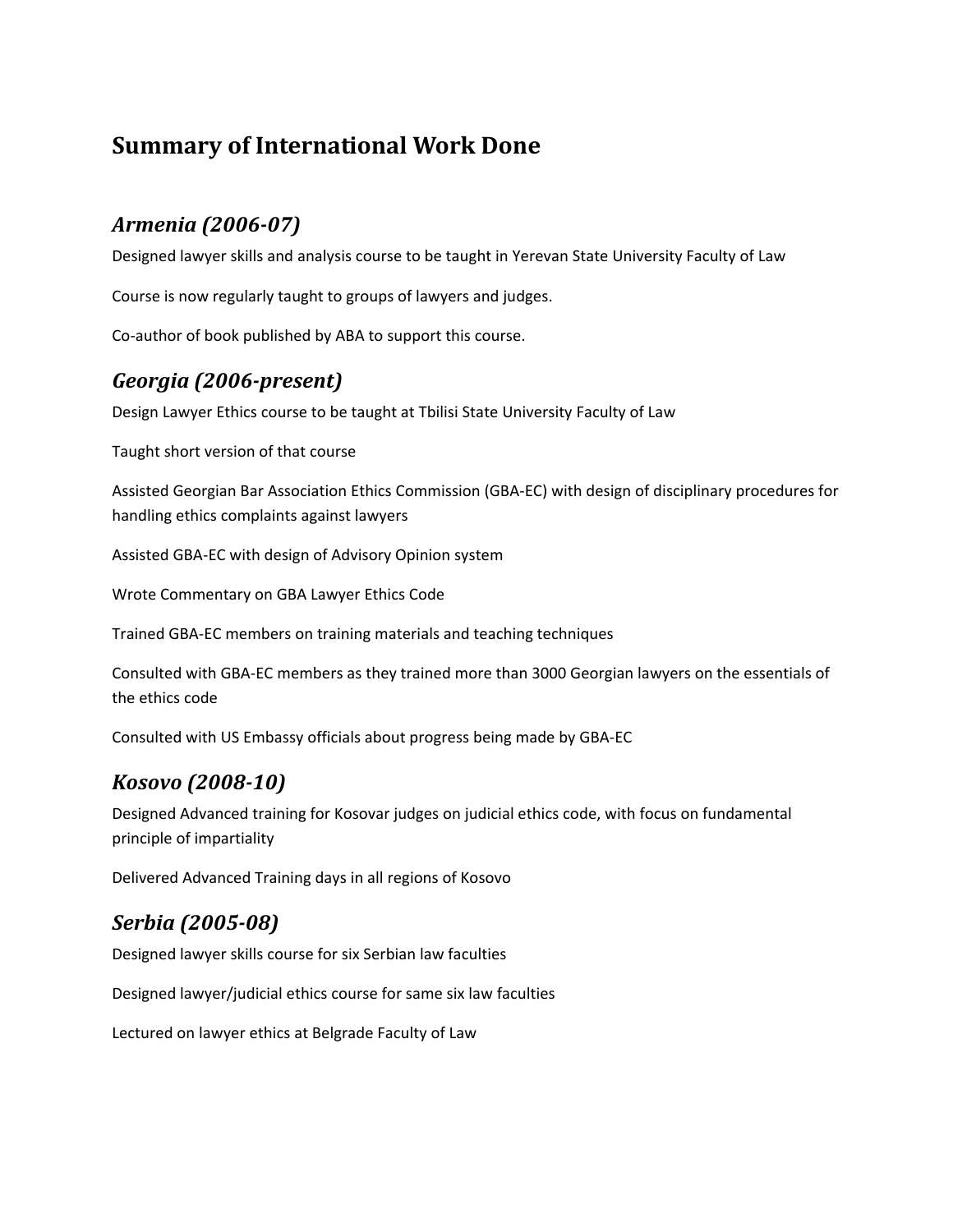# Summary of International Work Done

## *Armenia (2006-07)*

Designed lawyer skills and analysis course to be taught in Yerevan State University Faculty of Law

Course is now regularly taught to groups of lawyers and judges.

Co-author of book published by ABA to support this course.

## *Georgia (2006-present)*

Design Lawyer Ethics course to be taught at Tbilisi State University Faculty of Law

Taught short version of that course

Assisted Georgian Bar Association Ethics Commission (GBA-EC) with design of disciplinary procedures for handling ethics complaints against lawyers

Assisted GBA-EC with design of Advisory Opinion system

Wrote Commentary on GBA Lawyer Ethics Code

Trained GBA-EC members on training materials and teaching techniques

Consulted with GBA-EC members as they trained more than 3000 Georgian lawyers on the essentials of the ethics code

Consulted with US Embassy officials about progress being made by GBA-EC

## *Kosovo (2008-10)*

Designed Advanced training for Kosovar judges on judicial ethics code, with focus on fundamental principle of impartiality

Delivered Advanced Training days in all regions of Kosovo

## *Serbia (2005-08)*

Designed lawyer skills course for six Serbian law faculties

Designed lawyer/judicial ethics course for same six law faculties

Lectured on lawyer ethics at Belgrade Faculty of Law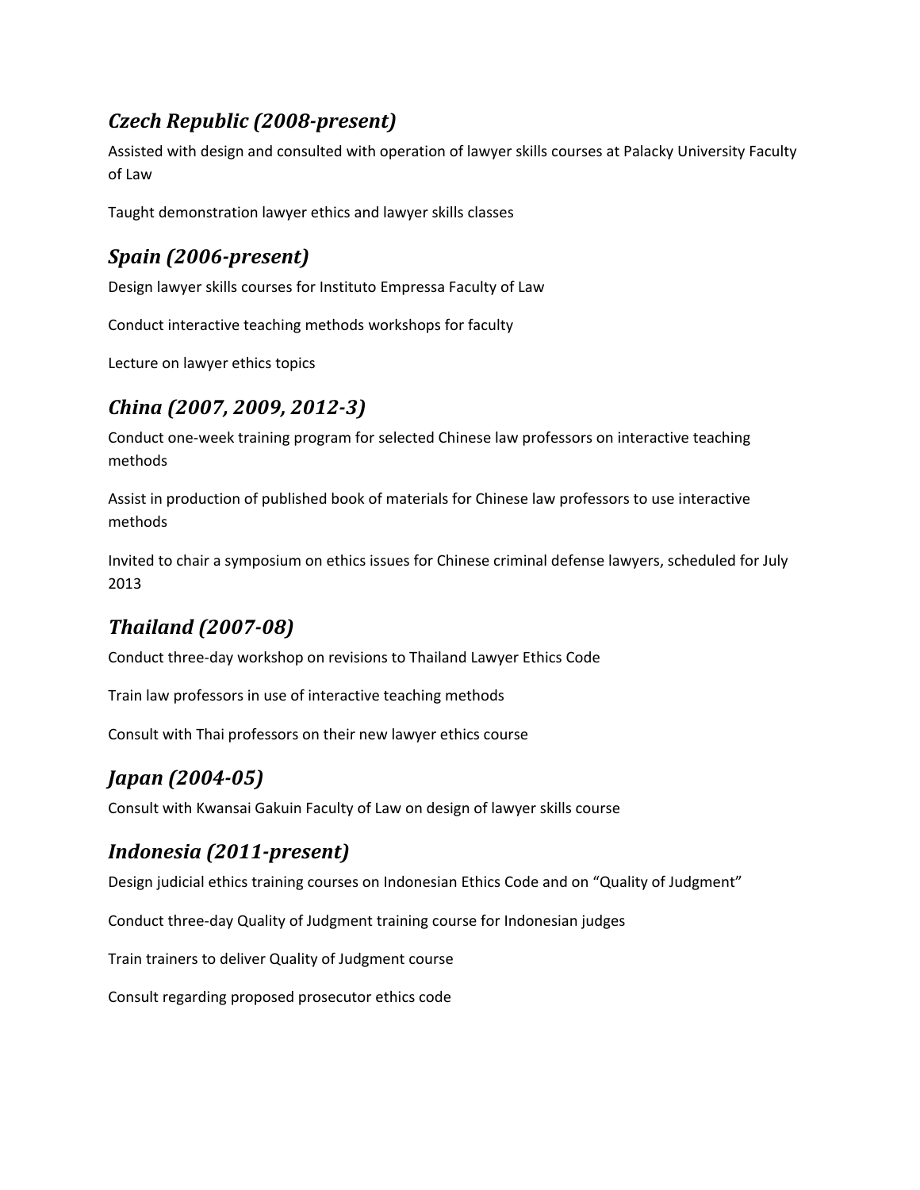## *Czech Republic (2008-present)*

Assisted with design and consulted with operation of lawyer skills courses at Palacky University Faculty of Law

Taught demonstration lawyer ethics and lawyer skills classes

## *Spain (2006-present)*

Design lawyer skills courses for Instituto Empressa Faculty of Law

Conduct interactive teaching methods workshops for faculty

Lecture on lawyer ethics topics

## *China (2007, 2009, 2012-3)*

Conduct one-week training program for selected Chinese law professors on interactive teaching methods

Assist in production of published book of materials for Chinese law professors to use interactive methods

Invited to chair a symposium on ethics issues for Chinese criminal defense lawyers, scheduled for July 2013

## *Thailand (2007-08)*

Conduct three-day workshop on revisions to Thailand Lawyer Ethics Code

Train law professors in use of interactive teaching methods

Consult with Thai professors on their new lawyer ethics course

## *Japan (2004-05)*

Consult with Kwansai Gakuin Faculty of Law on design of lawyer skills course

## *Indonesia (2011-present)*

Design judicial ethics training courses on Indonesian Ethics Code and on "Quality of Judgment"

Conduct three-day Quality of Judgment training course for Indonesian judges

Train trainers to deliver Quality of Judgment course

Consult regarding proposed prosecutor ethics code